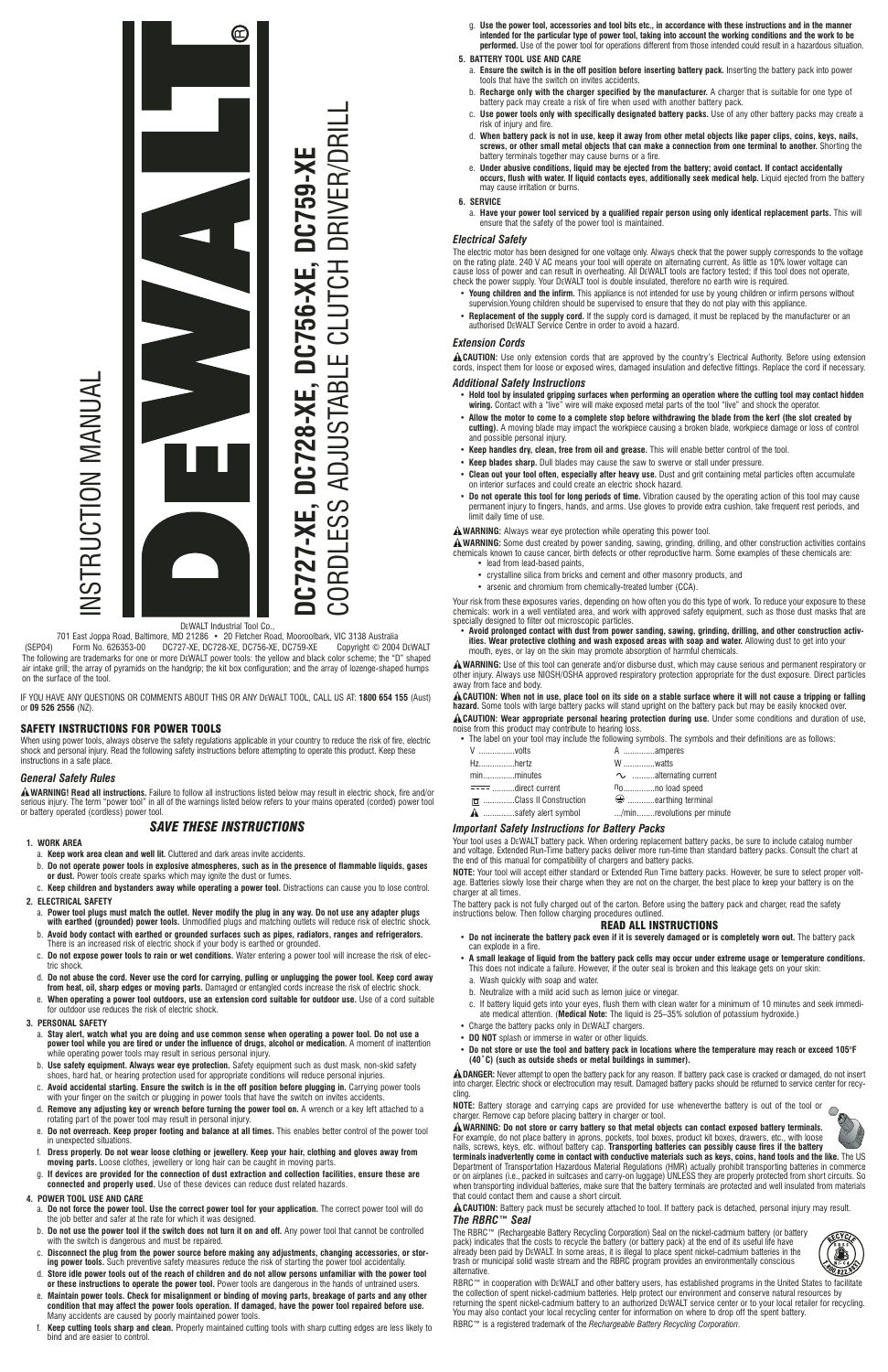# INSTRUCTION MANUAL

# DEWALT®

# DC727-XE, DC728-XE, DC756-XE, DC759-XE

## CORDLESS ADJUSTABLE CLUTCH DRIVER/DRILL

DEWALT Industrial Tool Co.,
701 East Joppa Road, Baltimore, MD 21286 • 20 Fletcher Road, Mooroolbark, VIC 3138 Australia
(SEP04) Form No. 626353-00 DC727-XE, DC728-XE, DC756-XE, DC759-XE Copyright © 2004 DEWALT

The following are trademarks for one or more DEWALT power tools: the yellow and black color scheme; the "D" shaped air intake grill; the array of pyramids on the handgrip; the kit box configuration; and the array of lozenge-shaped humps on the surface of the tool.

IF YOU HAVE ANY QUESTIONS OR COMMENTS ABOUT THIS OR ANY DEWALT TOOL, CALL US AT: **1800 654 155** (Aust) or **09 526 2556** (NZ).

### SAFETY INSTRUCTIONS FOR POWER TOOLS

When using power tools, always observe the safety regulations applicable in your country to reduce the risk of fire, electric shock and personal injury. Read the following safety instructions before attempting to operate this product. Keep these instructions in a safe place.

#### *General Safety Rules*

⚠**WARNING! Read all instructions.** Failure to follow all instructions listed below may result in electric shock, fire and/or serious injury. The term "power tool" in all of the warnings listed below refers to your mains operated (corded) power tool or battery operated (cordless) power tool.

### *SAVE THESE INSTRUCTIONS*

**1. WORK AREA**

a. **Keep work area clean and well lit.** Cluttered and dark areas invite accidents.

b. **Do not operate power tools in explosive atmospheres, such as in the presence of flammable liquids, gases or dust.** Power tools create sparks which may ignite the dust or fumes.

c. **Keep children and bystanders away while operating a power tool.** Distractions can cause you to lose control.

**2. ELECTRICAL SAFETY**

a. **Power tool plugs must match the outlet. Never modify the plug in any way. Do not use any adapter plugs with earthed (grounded) power tools.** Unmodified plugs and matching outlets will reduce risk of electric shock.

b. **Avoid body contact with earthed or grounded surfaces such as pipes, radiators, ranges and refrigerators.** There is an increased risk of electric shock if your body is earthed or grounded.

c. **Do not expose power tools to rain or wet conditions.** Water entering a power tool will increase the risk of electric shock.

d. **Do not abuse the cord. Never use the cord for carrying, pulling or unplugging the power tool. Keep cord away from heat, oil, sharp edges or moving parts.** Damaged or entangled cords increase the risk of electric shock.

e. **When operating a power tool outdoors, use an extension cord suitable for outdoor use.** Use of a cord suitable for outdoor use reduces the risk of electric shock.

**3. PERSONAL SAFETY**

a. **Stay alert, watch what you are doing and use common sense when operating a power tool. Do not use a power tool while you are tired or under the influence of drugs, alcohol or medication.** A moment of inattention while operating power tools may result in serious personal injury.

b. **Use safety equipment. Always wear eye protection.** Safety equipment such as dust mask, non-skid safety shoes, hard hat, or hearing protection used for appropriate conditions will reduce personal injuries.

c. **Avoid accidental starting. Ensure the switch is in the off position before plugging in.** Carrying power tools with your finger on the switch or plugging in power tools that have the switch on invites accidents.

d. **Remove any adjusting key or wrench before turning the power tool on.** A wrench or a key left attached to a rotating part of the power tool may result in personal injury.

e. **Do not overreach. Keep proper footing and balance at all times.** This enables better control of the power tool in unexpected situations.

f. **Dress properly. Do not wear loose clothing or jewellery. Keep your hair, clothing and gloves away from moving parts.** Loose clothes, jewellery or long hair can be caught in moving parts.

g. **If devices are provided for the connection of dust extraction and collection facilities, ensure these are connected and properly used.** Use of these devices can reduce dust related hazards.

**4. POWER TOOL USE AND CARE**

a. **Do not force the power tool. Use the correct power tool for your application.** The correct power tool will do the job better and safer at the rate for which it was designed.

b. **Do not use the power tool if the switch does not turn it on and off.** Any power tool that cannot be controlled with the switch is dangerous and must be repaired.

c. **Disconnect the plug from the power source before making any adjustments, changing accessories, or storing power tools.** Such preventive safety measures reduce the risk of starting the power tool accidentally.

d. **Store idle power tools out of the reach of children and do not allow persons unfamiliar with the power tool or these instructions to operate the power tool.** Power tools are dangerous in the hands of untrained users.

e. **Maintain power tools. Check for misalignment or binding of moving parts, breakage of parts and any other condition that may affect the power tools operation. If damaged, have the power tool repaired before use.** Many accidents are caused by poorly maintained power tools.

f. **Keep cutting tools sharp and clean.** Properly maintained cutting tools with sharp cutting edges are less likely to bind and are easier to control.

g. **Use the power tool, accessories and tool bits etc., in accordance with these instructions and in the manner intended for the particular type of power tool, taking into account the working conditions and the work to be performed.** Use of the power tool for operations different from those intended could result in a hazardous situation.

**5. BATTERY TOOL USE AND CARE**

a. **Ensure the switch is in the off position before inserting battery pack.** Inserting the battery pack into power tools that have the switch on invites accidents.

b. **Recharge only with the charger specified by the manufacturer.** A charger that is suitable for one type of battery pack may create a risk of fire when used with another battery pack.

c. **Use power tools only with specifically designated battery packs.** Use of any other battery packs may create a risk of injury and fire.

d. **When battery pack is not in use, keep it away from other metal objects like paper clips, coins, keys, nails, screws, or other small metal objects that can make a connection from one terminal to another.** Shorting the battery terminals together may cause burns or a fire.

e. **Under abusive conditions, liquid may be ejected from the battery; avoid contact. If contact accidentally occurs, flush with water. If liquid contacts eyes, additionally seek medical help.** Liquid ejected from the battery may cause irritation or burns.

**6. SERVICE**

a. **Have your power tool serviced by a qualified repair person using only identical replacement parts.** This will ensure that the safety of the power tool is maintained.

#### *Electrical Safety*

The electric motor has been designed for one voltage only. Always check that the power supply corresponds to the voltage on the rating plate. 240 V AC means your tool will operate on alternating current. As little as 10% lower voltage can cause loss of power and can result in overheating. All DEWALT tools are factory tested; if this tool does not operate, check the power supply. Your DEWALT tool is double insulated, therefore no earth wire is required.

- **Young children and the infirm.** This appliance is not intended for use by young children or infirm persons without supervision.Young children should be supervised to ensure that they do not play with this appliance.
- **Replacement of the supply cord.** If the supply cord is damaged, it must be replaced by the manufacturer or an authorised DEWALT Service Centre in order to avoid a hazard.

#### *Extension Cords*

⚠**CAUTION:** Use only extension cords that are approved by the country's Electrical Authority. Before using extension cords, inspect them for loose or exposed wires, damaged insulation and defective fittings. Replace the cord if necessary.

#### *Additional Safety Instructions*

- **Hold tool by insulated gripping surfaces when performing an operation where the cutting tool may contact hidden wiring.** Contact with a "live" wire will make exposed metal parts of the tool "live" and shock the operator.
- **Allow the motor to come to a complete stop before withdrawing the blade from the kerf (the slot created by cutting).** A moving blade may impact the workpiece causing a broken blade, workpiece damage or loss of control and possible personal injury.
- **Keep handles dry, clean, free from oil and grease.** This will enable better control of the tool.
- **Keep blades sharp.** Dull blades may cause the saw to swerve or stall under pressure.
- **Clean out your tool often, especially after heavy use.** Dust and grit containing metal particles often accumulate on interior surfaces and could create an electric shock hazard.
- **Do not operate this tool for long periods of time.** Vibration caused by the operating action of this tool may cause permanent injury to fingers, hands, and arms. Use gloves to provide extra cushion, take frequent rest periods, and limit daily time of use.

⚠**WARNING:** Always wear eye protection while operating this power tool.

⚠**WARNING:** Some dust created by power sanding, sawing, grinding, drilling, and other construction activities contains chemicals known to cause cancer, birth defects or other reproductive harm. Some examples of these chemicals are:

- lead from lead-based paints,
- crystalline silica from bricks and cement and other masonry products, and
- arsenic and chromium from chemically-treated lumber (CCA).

Your risk from these exposures varies, depending on how often you do this type of work. To reduce your exposure to these chemicals: work in a well ventilated area, and work with approved safety equipment, such as those dust masks that are specially designed to filter out microscopic particles.

- **Avoid prolonged contact with dust from power sanding, sawing, grinding, drilling, and other construction activities. Wear protective clothing and wash exposed areas with soap and water.** Allowing dust to get into your mouth, eyes, or lay on the skin may promote absorption of harmful chemicals.

⚠**WARNING:** Use of this tool can generate and/or disburse dust, which may cause serious and permanent respiratory or other injury. Always use NIOSH/OSHA approved respiratory protection appropriate for the dust exposure. Direct particles away from face and body.

⚠**CAUTION: When not in use, place tool on its side on a stable surface where it will not cause a tripping or falling hazard.** Some tools with large battery packs will stand upright on the battery pack but may be easily knocked over.

⚠**CAUTION: Wear appropriate personal hearing protection during use.** Under some conditions and duration of use, noise from this product may contribute to hearing loss.

- The label on your tool may include the following symbols. The symbols and their definitions are as follows:

| | |
|---|---|
| V ................volts | A ..............amperes |
| Hz...............hertz | W ..............watts |
| min..............minutes | ∿ ..........alternating current |
| ⎓ ..........direct current | $n_o$..............no load speed |
| ⧈ ..............Class II Construction | ⏚ ............earthing terminal |
| ⚠ ..............safety alert symbol | .../min........revolutions per minute |

#### *Important Safety Instructions for Battery Packs*

Your tool uses a DEWALT battery pack. When ordering replacement battery packs, be sure to include catalog number and voltage. Extended Run-Time battery packs deliver more run-time than standard battery packs. Consult the chart at the end of this manual for compatibility of chargers and battery packs.

**NOTE:** Your tool will accept either standard or Extended Run Time battery packs. However, be sure to select proper voltage. Batteries slowly lose their charge when they are not on the charger, the best place to keep your battery is on the charger at all times.

The battery pack is not fully charged out of the carton. Before using the battery pack and charger, read the safety instructions below. Then follow charging procedures outlined.

**READ ALL INSTRUCTIONS**

- **Do not incinerate the battery pack even if it is severely damaged or is completely worn out.** The battery pack can explode in a fire.
- **A small leakage of liquid from the battery pack cells may occur under extreme usage or temperature conditions.** This does not indicate a failure. However, if the outer seal is broken and this leakage gets on your skin:
  a. Wash quickly with soap and water.
  b. Neutralize with a mild acid such as lemon juice or vinegar.
  c. If battery liquid gets into your eyes, flush them with clean water for a minimum of 10 minutes and seek immediate medical attention. (**Medical Note:** The liquid is 25–35% solution of potassium hydroxide.)
- Charge the battery packs only in DEWALT chargers.
- **DO NOT** splash or immerse in water or other liquids.
- **Do not store or use the tool and battery pack in locations where the temperature may reach or exceed 105°F (40˚C) (such as outside sheds or metal buildings in summer).**

⚠**DANGER:** Never attempt to open the battery pack for any reason. If battery pack case is cracked or damaged, do not insert into charger. Electric shock or electrocution may result. Damaged battery packs should be returned to service center for recycling.

**NOTE:** Battery storage and carrying caps are provided for use wheneverthe battery is out of the tool or charger. Remove cap before placing battery in charger or tool.

⚠**WARNING: Do not store or carry battery so that metal objects can contact exposed battery terminals.** For example, do not place battery in aprons, pockets, tool boxes, product kit boxes, drawers, etc., with loose nails, screws, keys, etc. without battery cap. **Transporting batteries can possibly cause fires if the battery terminals inadvertently come in contact with conductive materials such as keys, coins, hand tools and the like.** The US Department of Transportation Hazardous Material Regulations (HMR) actually prohibit transporting batteries in commerce or on airplanes (i.e., packed in suitcases and carry-on luggage) UNLESS they are properly protected from short circuits. So when transporting individual batteries, make sure that the battery terminals are protected and well insulated from materials that could contact them and cause a short circuit.

⚠**CAUTION:** Battery pack must be securely attached to tool. If battery pack is detached, personal injury may result.

#### *The RBRC™ Seal*

The RBRC™ (Rechargeable Battery Recycling Corporation) Seal on the nickel-cadmium battery (or battery pack) indicates that the costs to recycle the battery (or battery pack) at the end of its useful life have already been paid by DEWALT. In some areas, it is illegal to place spent nickel-cadmium batteries in the trash or municipal solid waste stream and the RBRC program provides an environmentally conscious alternative.

RBRC™ in cooperation with DEWALT and other battery users, has established programs in the United States to facilitate the collection of spent nickel-cadmium batteries. Help protect our environment and conserve natural resources by returning the spent nickel-cadmium battery to an authorized DEWALT service center or to your local retailer for recycling. You may also contact your local recycling center for information on where to drop off the spent battery.

RBRC™ is a registered trademark of the *Rechargeable Battery Recycling Corporation*.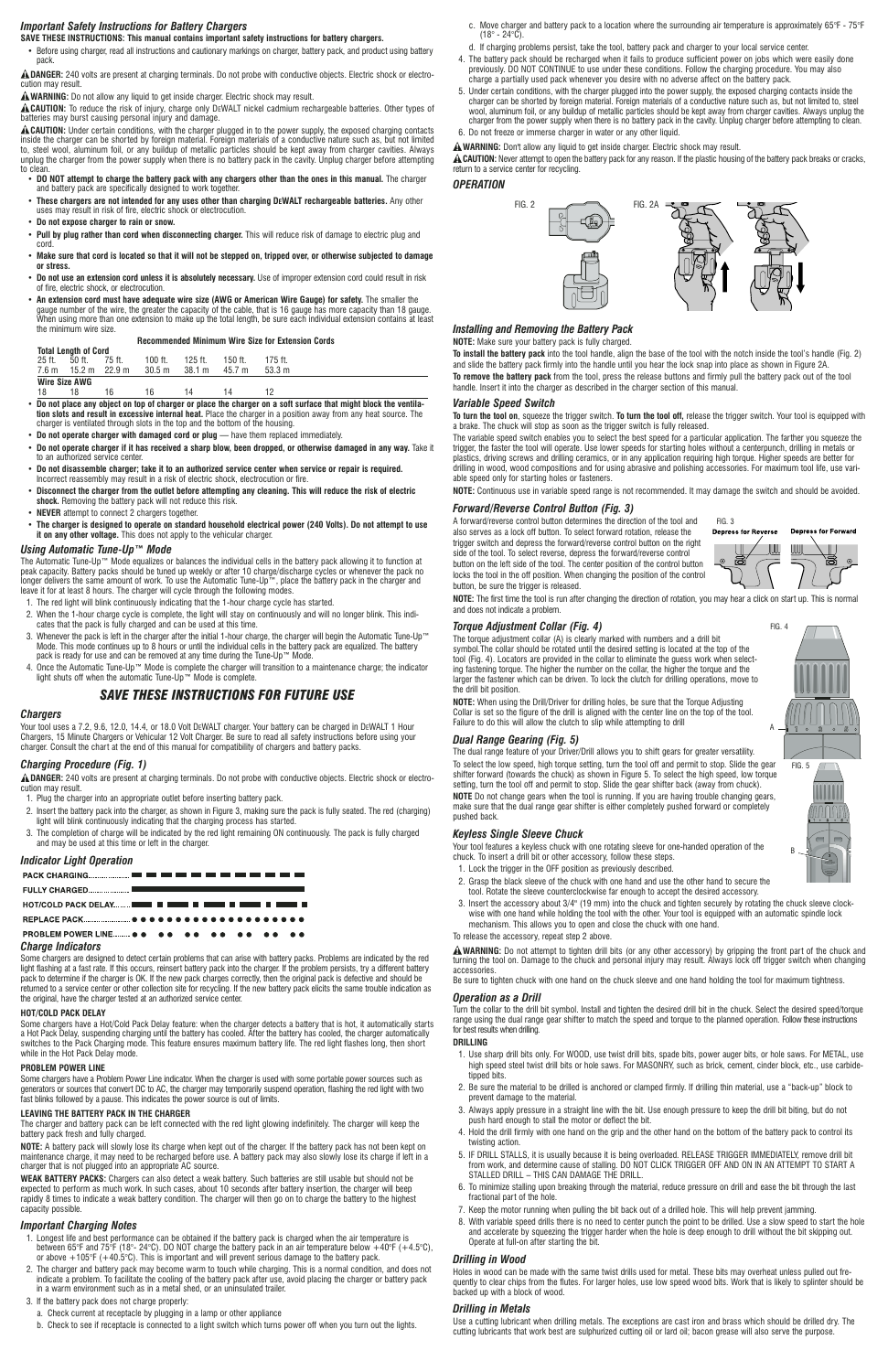### *Important Safety Instructions for Battery Chargers*

**SAVE THESE INSTRUCTIONS: This manual contains important safety instructions for battery chargers.**

- Before using charger, read all instructions and cautionary markings on charger, battery pack, and product using battery pack.

⚠**DANGER:** 240 volts are present at charging terminals. Do not probe with conductive objects. Electric shock or electrocution may result.

⚠**WARNING:** Do not allow any liquid to get inside charger. Electric shock may result.

⚠**CAUTION:** To reduce the risk of injury, charge only DEWALT nickel cadmium rechargeable batteries. Other types of batteries may burst causing personal injury and damage.

⚠**CAUTION:** Under certain conditions, with the charger plugged in to the power supply, the exposed charging contacts inside the charger can be shorted by foreign material. Foreign materials of a conductive nature such as, but not limited to, steel wool, aluminum foil, or any buildup of metallic particles should be kept away from charger cavities. Always unplug the charger from the power supply when there is no battery pack in the cavity. Unplug charger before attempting to clean.

- **DO NOT attempt to charge the battery pack with any chargers other than the ones in this manual.** The charger and battery pack are specifically designed to work together.
- **These chargers are not intended for any uses other than charging DEWALT rechargeable batteries.** Any other uses may result in risk of fire, electric shock or electrocution.
- **Do not expose charger to rain or snow.**
- **Pull by plug rather than cord when disconnecting charger.** This will reduce risk of damage to electric plug and cord.
- **Make sure that cord is located so that it will not be stepped on, tripped over, or otherwise subjected to damage or stress.**
- **Do not use an extension cord unless it is absolutely necessary.** Use of improper extension cord could result in risk of fire, electric shock, or electrocution.
- **An extension cord must have adequate wire size (AWG or American Wire Gauge) for safety.** The smaller the gauge number of the wire, the greater the capacity of the cable, that is 16 gauge has more capacity than 18 gauge. When using more than one extension to make up the total length, be sure each individual extension contains at least the minimum wire size.

**Recommended Minimum Wire Size for Extension Cords**

| **Total Length of Cord** | | | | | |
|---|---|---|---|---|---|
| 25 ft. | 50 ft. | 75 ft. | 100 ft. | 125 ft. | 150 ft. | 175 ft. |
| 7.6 m | 15.2 m | 22.9 m | 30.5 m | 38.1 m | 45.7 m | 53.3 m |
| **Wire Size AWG** | | | | | | |
| 18 | 18 | 16 | 16 | 14 | 14 | 12 |

- **Do not place any object on top of charger or place the charger on a soft surface that might block the ventilation slots and result in excessive internal heat.** Place the charger in a position away from any heat source. The charger is ventilated through slots in the top and the bottom of the housing.
- **Do not operate charger with damaged cord or plug** — have them replaced immediately.
- **Do not operate charger if it has received a sharp blow, been dropped, or otherwise damaged in any way.** Take it to an authorized service center.
- **Do not disassemble charger; take it to an authorized service center when service or repair is required.** Incorrect reassembly may result in a risk of electric shock, electrocution or fire.
- **Disconnect the charger from the outlet before attempting any cleaning. This will reduce the risk of electric shock.** Removing the battery pack will not reduce this risk.
- **NEVER** attempt to connect 2 chargers together.
- **The charger is designed to operate on standard household electrical power (240 Volts). Do not attempt to use it on any other voltage.** This does not apply to the vehicular charger.

### *Using Automatic Tune-Up™ Mode*

The Automatic Tune-Up™ Mode equalizes or balances the individual cells in the battery pack allowing it to function at peak capacity. Battery packs should be tuned up weekly or after 10 charge/discharge cycles or whenever the pack no longer delivers the same amount of work. To use the Automatic Tune-Up™, place the battery pack in the charger and leave it for at least 8 hours. The charger will cycle through the following modes.

1. The red light will blink continuously indicating that the 1-hour charge cycle has started.
2. When the 1-hour charge cycle is complete, the light will stay on continuously and will no longer blink. This indicates that the pack is fully charged and can be used at this time.
3. Whenever the pack is left in the charger after the initial 1-hour charge, the charger will begin the Automatic Tune-Up™ Mode. This mode continues up to 8 hours or until the individual cells in the battery pack are equalized. The battery pack is ready for use and can be removed at any time during the Tune-Up™ Mode.
4. Once the Automatic Tune-Up™ Mode is complete the charger will transition to a maintenance charge; the indicator light shuts off when the automatic Tune-Up™ Mode is complete.

## *SAVE THESE INSTRUCTIONS FOR FUTURE USE*

### *Chargers*

Your tool uses a 7.2, 9.6, 12.0, 14.4, or 18.0 Volt DEWALT charger. Your battery can be charged in DEWALT 1 Hour Chargers, 15 Minute Chargers or Vehicular 12 Volt Charger. Be sure to read all safety instructions before using your charger. Consult the chart at the end of this manual for compatibility of chargers and battery packs.

### *Charging Procedure (Fig. 1)*

⚠**DANGER:** 240 volts are present at charging terminals. Do not probe with conductive objects. Electric shock or electrocution may result.

1. Plug the charger into an appropriate outlet before inserting battery pack.
2. Insert the battery pack into the charger, as shown in Figure 3, making sure the pack is fully seated. The red (charging) light will blink continuously indicating that the charging process has started.
3. The completion of charge will be indicated by the red light remaining ON continuously. The pack is fully charged and may be used at this time or left in the charger.

### *Indicator Light Operation*

PACK CHARGING
FULLY CHARGED
HOT/COLD PACK DELAY
REPLACE PACK
PROBLEM POWER LINE

### *Charge Indicators*

Some chargers are designed to detect certain problems that can arise with battery packs. Problems are indicated by the red light flashing at a fast rate. If this occurs, reinsert battery pack into the charger. If the problem persists, try a different battery pack to determine if the charger is OK. If the new pack charges correctly, then the original pack is defective and should be returned to a service center or other collection site for recycling. If the new battery pack elicits the same trouble indication as the original, have the charger tested at an authorized service center.

**HOT/COLD PACK DELAY**

Some chargers have a Hot/Cold Pack Delay feature: when the charger detects a battery that is hot, it automatically starts a Hot Pack Delay, suspending charging until the battery has cooled. After the battery has cooled, the charger automatically switches to the Pack Charging mode. This feature ensures maximum battery life. The red light flashes long, then short while in the Hot Pack Delay mode.

**PROBLEM POWER LINE**

Some chargers have a Problem Power Line indicator. When the charger is used with some portable power sources such as generators or sources that convert DC to AC, the charger may temporarily suspend operation, flashing the red light with two fast blinks followed by a pause. This indicates the power source is out of limits.

**LEAVING THE BATTERY PACK IN THE CHARGER**

The charger and battery pack can be left connected with the red light glowing indefinitely. The charger will keep the battery pack fresh and fully charged.

**NOTE:** A battery pack will slowly lose its charge when kept out of the charger. If the battery pack has not been kept on maintenance charge, it may need to be recharged before use. A battery pack may also slowly lose its charge if left in a charger that is not plugged into an appropriate AC source.

**WEAK BATTERY PACKS:** Chargers can also detect a weak battery. Such batteries are still usable but should not be expected to perform as much work. In such cases, about 10 seconds after battery insertion, the charger will beep rapidly 8 times to indicate a weak battery condition. The charger will then go on to charge the battery to the highest capacity possible.

### *Important Charging Notes*

1. Longest life and best performance can be obtained if the battery pack is charged when the air temperature is between 65°F and 75°F (18°- 24°C). DO NOT charge the battery pack in an air temperature below +40°F (+4.5°C), or above +105°F (+40.5°C). This is important and will prevent serious damage to the battery pack.
2. The charger and battery pack may become warm to touch while charging. This is a normal condition, and does not indicate a problem. To facilitate the cooling of the battery pack after use, avoid placing the charger or battery pack in a warm environment such as in a metal shed, or an uninsulated trailer.
3. If the battery pack does not charge properly:
   a. Check current at receptacle by plugging in a lamp or other appliance
   b. Check to see if receptacle is connected to a light switch which turns power off when you turn out the lights.
   c. Move charger and battery pack to a location where the surrounding air temperature is approximately 65°F - 75°F (18° - 24°C).
   d. If charging problems persist, take the tool, battery pack and charger to your local service center.
4. The battery pack should be recharged when it fails to produce sufficient power on jobs which were easily done previously. DO NOT CONTINUE to use under these conditions. Follow the charging procedure. You may also charge a partially used pack whenever you desire with no adverse effect on the battery pack.
5. Under certain conditions, with the charger plugged into the power supply, the exposed charging contacts inside the charger can be shorted by foreign material. Foreign materials of a conductive nature such as, but not limited to, steel wool, aluminum foil, or any buildup of metallic particles should be kept away from charger cavities. Always unplug the charger from the power supply when there is no battery pack in the cavity. Unplug charger before attempting to clean.
6. Do not freeze or immerse charger in water or any other liquid.

⚠**WARNING:** Don't allow any liquid to get inside charger. Electric shock may result.

⚠**CAUTION:** Never attempt to open the battery pack for any reason. If the plastic housing of the battery pack breaks or cracks, return to a service center for recycling.

### *OPERATION*

FIG. 2 FIG. 2A

### *Installing and Removing the Battery Pack*

**NOTE:** Make sure your battery pack is fully charged.

**To install the battery pack** into the tool handle, align the base of the tool with the notch inside the tool's handle (Fig. 2) and slide the battery pack firmly into the handle until you hear the lock snap into place as shown in Figure 2A.

**To remove the battery pack** from the tool, press the release buttons and firmly pull the battery pack out of the tool handle. Insert it into the charger as described in the charger section of this manual.

### *Variable Speed Switch*

**To turn the tool on**, squeeze the trigger switch. **To turn the tool off,** release the trigger switch. Your tool is equipped with a brake. The chuck will stop as soon as the trigger switch is fully released.

The variable speed switch enables you to select the best speed for a particular application. The farther you squeeze the trigger, the faster the tool will operate. Use lower speeds for starting holes without a centerpunch, drilling in metals or plastics, driving screws and drilling ceramics, or in any application requiring high torque. Higher speeds are better for drilling in wood, wood compositions and for using abrasive and polishing accessories. For maximum tool life, use variable speed only for starting holes or fasteners.

**NOTE:** Continuous use in variable speed range is not recommended. It may damage the switch and should be avoided.

### *Forward/Reverse Control Button (Fig. 3)*

A forward/reverse control button determines the direction of the tool and also serves as a lock off button. To select forward rotation, release the trigger switch and depress the forward/reverse control button on the right side of the tool. To select reverse, depress the forward/reverse control button on the left side of the tool. The center position of the control button locks the tool in the off position. When changing the position of the control button, be sure the trigger is released.

FIG. 3 — Depress for Reverse / Depress for Forward

**NOTE:** The first time the tool is run after changing the direction of rotation, you may hear a click on start up. This is normal and does not indicate a problem.

### *Torque Adjustment Collar (Fig. 4)*

The torque adjustment collar (A) is clearly marked with numbers and a drill bit symbol.The collar should be rotated until the desired setting is located at the top of the tool (Fig. 4). Locators are provided in the collar to eliminate the guess work when selecting fastening torque. The higher the number on the collar, the higher the torque and the larger the fastener which can be driven. To lock the clutch for drilling operations, move to the drill bit position.

**NOTE:** When using the Drill/Driver for drilling holes, be sure that the Torque Adjusting Collar is set so the figure of the drill is aligned with the center line on the top of the tool. Failure to do this will allow the clutch to slip while attempting to drill

FIG. 4

### *Dual Range Gearing (Fig. 5)*

The dual range feature of your Driver/Drill allows you to shift gears for greater versatility.

To select the low speed, high torque setting, turn the tool off and permit to stop. Slide the gear shifter forward (towards the chuck) as shown in Figure 5. To select the high speed, low torque setting, turn the tool off and permit to stop. Slide the gear shifter back (away from chuck).

**NOTE** Do not change gears when the tool is running. If you are having trouble changing gears, make sure that the dual range gear shifter is either completely pushed forward or completely pushed back.

FIG. 5

### *Keyless Single Sleeve Chuck*

Your tool features a keyless chuck with one rotating sleeve for one-handed operation of the chuck. To insert a drill bit or other accessory, follow these steps.

1. Lock the trigger in the OFF position as previously described.
2. Grasp the black sleeve of the chuck with one hand and use the other hand to secure the tool. Rotate the sleeve counterclockwise far enough to accept the desired accessory.
3. Insert the accessory about 3/4" (19 mm) into the chuck and tighten securely by rotating the chuck sleeve clockwise with one hand while holding the tool with the other. Your tool is equipped with an automatic spindle lock mechanism. This allows you to open and close the chuck with one hand.

To release the accessory, repeat step 2 above.

⚠**WARNING:** Do not attempt to tighten drill bits (or any other accessory) by gripping the front part of the chuck and turning the tool on. Damage to the chuck and personal injury may result. Always lock off trigger switch when changing accessories.

Be sure to tighten chuck with one hand on the chuck sleeve and one hand holding the tool for maximum tightness.

### *Operation as a Drill*

Turn the collar to the drill bit symbol. Install and tighten the desired drill bit in the chuck. Select the desired speed/torque range using the dual range gear shifter to match the speed and torque to the planned operation. Follow these instructions for best results when drilling.

**DRILLING**

1. Use sharp drill bits only. For WOOD, use twist drill bits, spade bits, power auger bits, or hole saws. For METAL, use high speed steel twist drill bits or hole saws. For MASONRY, such as brick, cement, cinder block, etc., use carbide-tipped bits.
2. Be sure the material to be drilled is anchored or clamped firmly. If drilling thin material, use a "back-up" block to prevent damage to the material.
3. Always apply pressure in a straight line with the bit. Use enough pressure to keep the drill bit biting, but do not push hard enough to stall the motor or deflect the bit.
4. Hold the drill firmly with one hand on the grip and the other hand on the bottom of the battery pack to control its twisting action.
5. IF DRILL STALLS, it is usually because it is being overloaded. RELEASE TRIGGER IMMEDIATELY, remove drill bit from work, and determine cause of stalling. DO NOT CLICK TRIGGER OFF AND ON IN AN ATTEMPT TO START A STALLED DRILL – THIS CAN DAMAGE THE DRILL.
6. To minimize stalling upon breaking through the material, reduce pressure on drill and ease the bit through the last fractional part of the hole.
7. Keep the motor running when pulling the bit back out of a drilled hole. This will help prevent jamming.
8. With variable speed drills there is no need to center punch the point to be drilled. Use a slow speed to start the hole and accelerate by squeezing the trigger harder when the hole is deep enough to drill without the bit skipping out. Operate at full-on after starting the bit.

### *Drilling in Wood*

Holes in wood can be made with the same twist drills used for metal. These bits may overheat unless pulled out frequently to clear chips from the flutes. For larger holes, use low speed wood bits. Work that is likely to splinter should be backed up with a block of wood.

### *Drilling in Metals*

Use a cutting lubricant when drilling metals. The exceptions are cast iron and brass which should be drilled dry. The cutting lubricants that work best are sulphurized cutting oil or lard oil; bacon grease will also serve the purpose.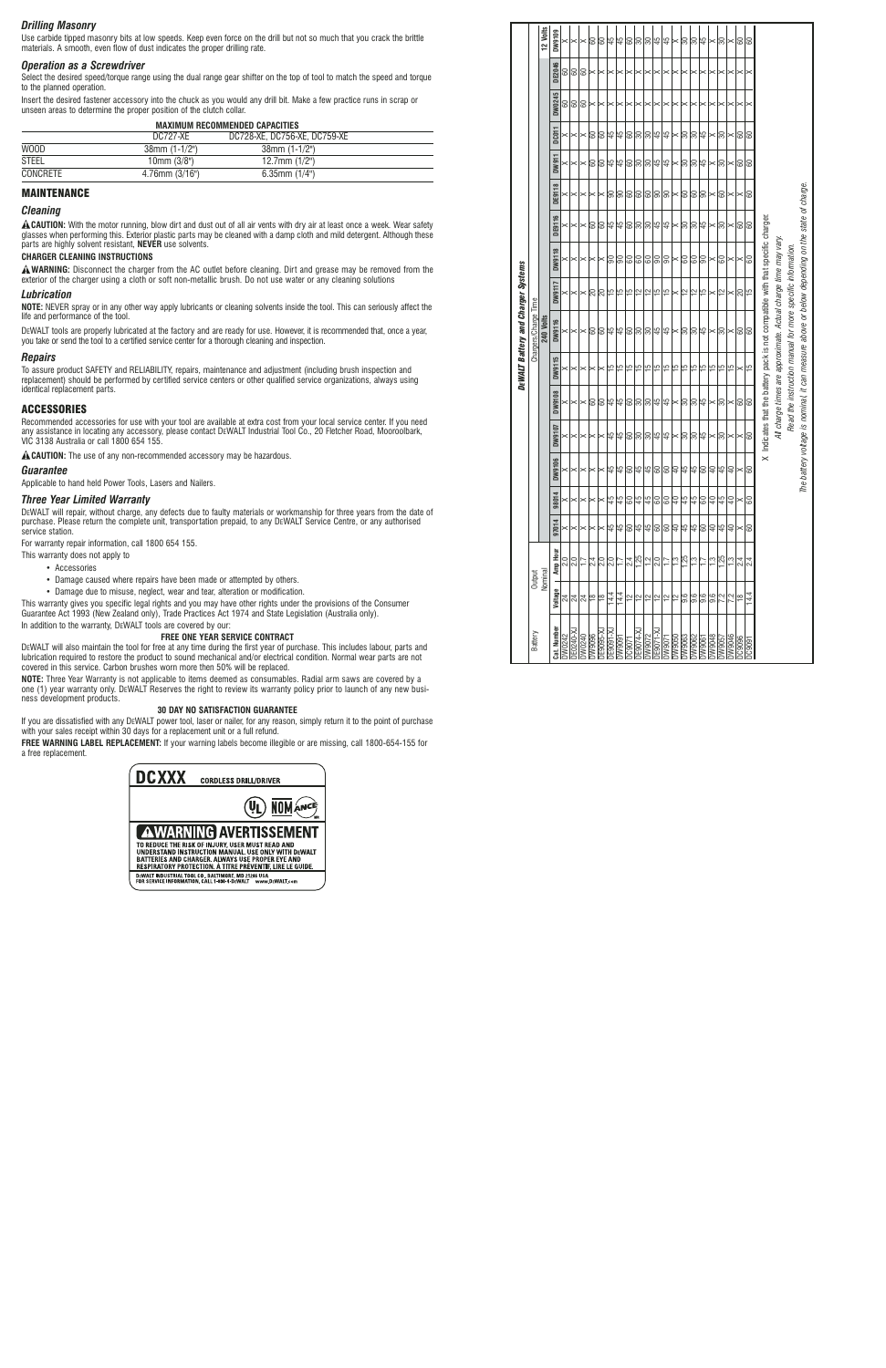### *Drilling Masonry*

Use carbide tipped masonry bits at low speeds. Keep even force on the drill but not so much that you crack the brittle materials. A smooth, even flow of dust indicates the proper drilling rate.

### *Operation as a Screwdriver*

Select the desired speed/torque range using the dual range gear shifter on the top of tool to match the speed and torque to the planned operation.

Insert the desired fastener accessory into the chuck as you would any drill bit. Make a few practice runs in scrap or unseen areas to determine the proper position of the clutch collar.

**MAXIMUM RECOMMENDED CAPACITIES**

| | DC727-XE | DC728-XE, DC756-XE, DC759-XE |
|---|---|---|
| WOOD | 38mm (1-1/2") | 38mm (1-1/2") |
| STEEL | 10mm (3/8") | 12.7mm (1/2") |
| CONCRETE | 4.76mm (3/16") | 6.35mm (1/4") |

## MAINTENANCE

### *Cleaning*

⚠ **CAUTION:** With the motor running, blow dirt and dust out of all air vents with dry air at least once a week. Wear safety glasses when performing this. Exterior plastic parts may be cleaned with a damp cloth and mild detergent. Although these parts are highly solvent resistant, **NEVER** use solvents.

**CHARGER CLEANING INSTRUCTIONS**

⚠ **WARNING:** Disconnect the charger from the AC outlet before cleaning. Dirt and grease may be removed from the exterior of the charger using a cloth or soft non-metallic brush. Do not use water or any cleaning solutions

### *Lubrication*

**NOTE:** NEVER spray or in any other way apply lubricants or cleaning solvents inside the tool. This can seriously affect the life and performance of the tool.

DEWALT tools are properly lubricated at the factory and are ready for use. However, it is recommended that, once a year, you take or send the tool to a certified service center for a thorough cleaning and inspection.

### *Repairs*

To assure product SAFETY and RELIABILITY, repairs, maintenance and adjustment (including brush inspection and replacement) should be performed by certified service centers or other qualified service organizations, always using identical replacement parts.

## ACCESSORIES

Recommended accessories for use with your tool are available at extra cost from your local service center. If you need any assistance in locating any accessory, please contact DEWALT Industrial Tool Co., 20 Fletcher Road, Mooroolbark, VIC 3138 Australia or call 1800 654 155.

⚠ **CAUTION:** The use of any non-recommended accessory may be hazardous.

### *Guarantee*

Applicable to hand held Power Tools, Lasers and Nailers.

### *Three Year Limited Warranty*

DEWALT will repair, without charge, any defects due to faulty materials or workmanship for three years from the date of purchase. Please return the complete unit, transportation prepaid, to any DEWALT Service Centre, or any authorised service station.

For warranty repair information, call 1800 654 155.

This warranty does not apply to

- Accessories
- Damage caused where repairs have been made or attempted by others.
- Damage due to misuse, neglect, wear and tear, alteration or modification.

This warranty gives you specific legal rights and you may have other rights under the provisions of the Consumer Guarantee Act 1993 (New Zealand only), Trade Practices Act 1974 and State Legislation (Australia only).

In addition to the warranty, DEWALT tools are covered by our:

**FREE ONE YEAR SERVICE CONTRACT**

DEWALT will also maintain the tool for free at any time during the first year of purchase. This includes labour, parts and lubrication required to restore the product to sound mechanical and/or electrical condition. Normal wear parts are not covered in this service. Carbon brushes worn more then 50% will be replaced.

**NOTE:** Three Year Warranty is not applicable to items deemed as consumables. Radial arm saws are covered by a one (1) year warranty only. DEWALT Reserves the right to review its warranty policy prior to launch of any new business development products.

**30 DAY NO SATISFACTION GUARANTEE**

If you are dissatisfied with any DEWALT power tool, laser or nailer, for any reason, simply return it to the point of purchase with your sales receipt within 30 days for a replacement unit or a full refund.

**FREE WARNING LABEL REPLACEMENT:** If your warning labels become illegible or are missing, call 1800-654-155 for a free replacement.

**DCXXX** CORDLESS DRILL/DRIVER

⚠WARNING AVERTISSEMENT

TO REDUCE THE RISK OF INJURY, USER MUST READ AND UNDERSTAND INSTRUCTION MANUAL. USE ONLY WITH DEWALT BATTERIES AND CHARGER. ALWAYS USE PROPER EYE AND RESPIRATORY PROTECTION. A TITRE PRÉVENTIF, LIRE LE GUIDE.

DEWALT INDUSTRIAL TOOL CO., BALTIMORE, MD 21286 USA
FOR SERVICE INFORMATION, CALL 1-800-4-DEWALT www.DEWALT.com

**DEWALT Battery and Charger Systems**

| Battery | Output Nominal | | Chargers/Charge Time 240 Volts | | | | | | | | | | | | | | | 12 Volts |
|---|---|---|---|---|---|---|---|---|---|---|---|---|---|---|---|---|---|---|
| Cat. Number | Voltage | Amp Hour | 97014 | 98014 | DW9106 | DW9107 | DW9108 | DW9115 | DW9116 | DW9117 | DW9118 | DE9116 | DE9118 | DW911 | DC011 | DW0245 | DE0246 | DW9109 |
| DW0242 | 24 | 2.0 | X | X | X | X | X | X | X | X | X | X | X | X | X | 60 | 60 | X |
| DE0240-XJ | 24 | 2.0 | X | X | X | X | X | X | X | X | X | X | X | X | X | 60 | 60 | X |
| DW0240 | 24 | 1.7 | X | X | X | X | X | X | X | X | X | X | X | X | X | 60 | 60 | X |
| DW9096 | 18 | 2.4 | X | X | X | X | 60 | X | 60 | 20 | 60 | 60 | X | 60 | 60 | X | X | 60 |
| DE9095-XJ | 18 | 2.0 | X | X | X | X | 60 | X | 60 | 20 | 60 | 60 | X | 60 | 60 | X | X | 60 |
| DE9091-XJ | 14.4 | 2.0 | 45 | 45 | 45 | 45 | 45 | 15 | 45 | 15 | 90 | 45 | 90 | 45 | 45 | X | X | 45 |
| DW9091 | 14.4 | 1.7 | 45 | 45 | 45 | 45 | 45 | 15 | 45 | 15 | 90 | 45 | 90 | 45 | 45 | X | X | 45 |
| DC9071 | 12 | 2.4 | 60 | 60 | 60 | 60 | 60 | 15 | 60 | 15 | 60 | 60 | 60 | 60 | 60 | X | X | 60 |
| DE9074-XJ | 12 | 1.25 | 45 | 45 | 45 | 30 | 30 | 15 | 30 | 12 | 60 | 30 | 60 | 30 | 30 | X | X | 30 |
| DW9072 | 12 | 1.2 | 45 | 45 | 45 | 45 | 30 | 15 | 30 | 12 | 60 | 30 | 60 | 30 | 30 | X | X | 30 |
| DE9071-XJ | 12 | 2.0 | 60 | 60 | 60 | 45 | 45 | 15 | 45 | 15 | 90 | 45 | 90 | 45 | 45 | X | X | 45 |
| DW9071 | 12 | 1.7 | 60 | 60 | 60 | 45 | 45 | 15 | 45 | 15 | 90 | 45 | 90 | 45 | 45 | X | X | 45 |
| DW9050 | 12 | 1.3 | 40 | 40 | 40 | X | X | X | X | X | X | X | X | X | X | X | X | X |
| DW9063 | 9.6 | 1.25 | 45 | 45 | 45 | 30 | 30 | 15 | 30 | 12 | 60 | 30 | 60 | 30 | 30 | X | X | 30 |
| DW9062 | 9.6 | 1.3 | 45 | 45 | 45 | 30 | 30 | 15 | 30 | 12 | 60 | 30 | 60 | 30 | 30 | X | X | 30 |
| DW9061 | 9.6 | 1.7 | 60 | 60 | 60 | 45 | 45 | 15 | 45 | 15 | 90 | 45 | 90 | 45 | 45 | X | X | 45 |
| DW9048 | 9.6 | 1.3 | 40 | 40 | 40 | X | X | X | X | X | X | X | X | X | X | X | X | X |
| DW9057 | 7.2 | 1.25 | 45 | 45 | 45 | 30 | 30 | 15 | 30 | 12 | 60 | 30 | 60 | 30 | 30 | X | X | 30 |
| DW9046 | 7.2 | 1.3 | 40 | 40 | 40 | X | X | X | X | X | X | X | X | X | X | X | X | X |
| DC9096 | 18 | 2.4 | X | X | X | X | 60 | X | 60 | 20 | 60 | 60 | X | 60 | 60 | X | X | 60 |
| DC9091 | 14.4 | 2.4 | 60 | 60 | 60 | 60 | 60 | 15 | 60 | 15 | 60 | 60 | 60 | 60 | 60 | X | X | 60 |

X Indicates that the battery pack is not compatible with that specific charger.

*All charge times are approximate. Actual charge time may vary.*
*Read the instruction manual for more specific information.*

*The battery voltage is nominal, it can measure above or below depending on the state of charge.*